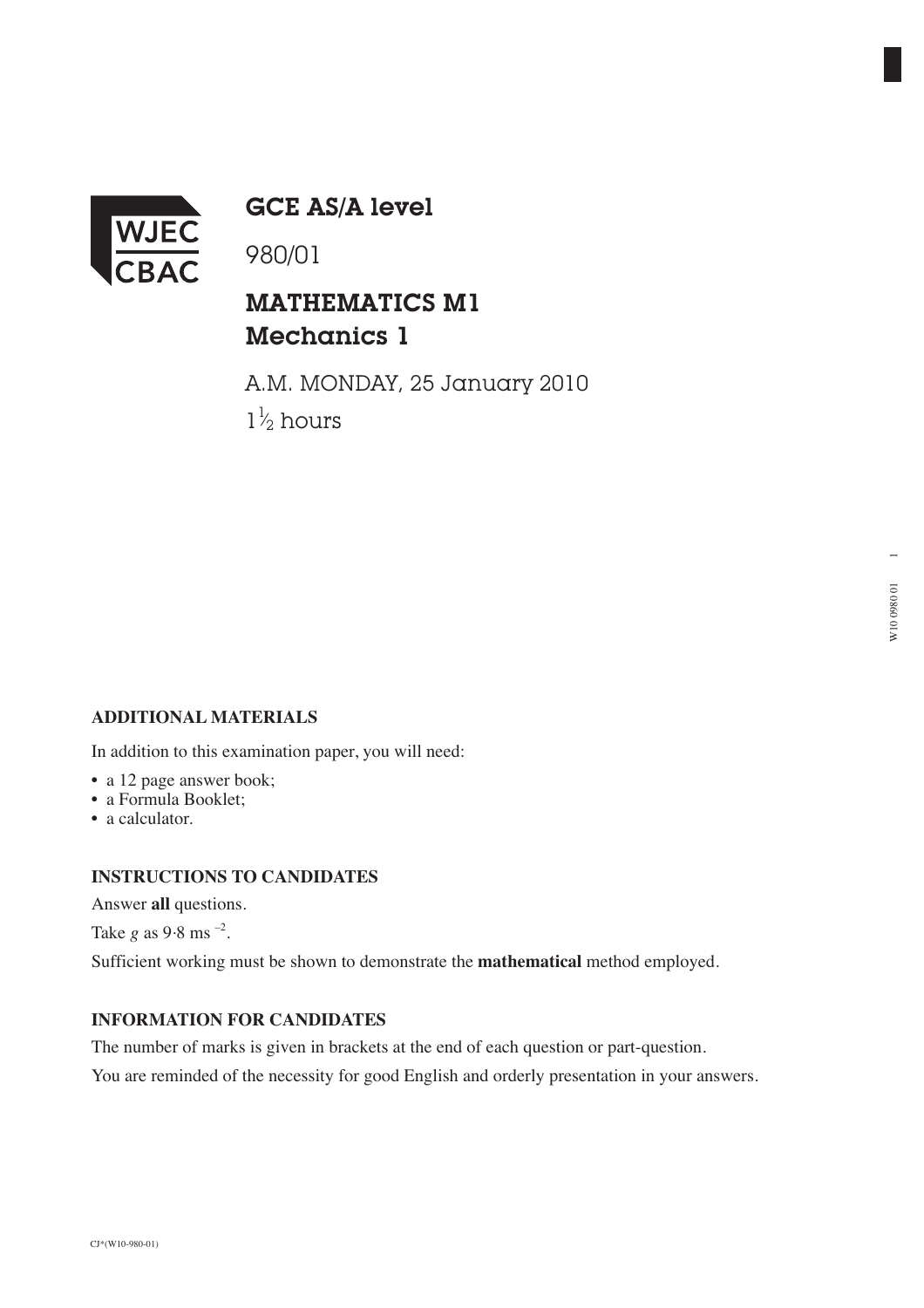WJEC CBAC

# GCE AS/A level

980/01

## MATHEMATICS M1
## Mechanics 1

A.M. MONDAY, 25 January 2010

$1\frac{1}{2}$ hours

### ADDITIONAL MATERIALS

In addition to this examination paper, you will need:

- a 12 page answer book;
- a Formula Booklet;
- a calculator.

### INSTRUCTIONS TO CANDIDATES

Answer **all** questions.

Take $g$ as $9{\cdot}8\ \text{ms}^{-2}$.

Sufficient working must be shown to demonstrate the **mathematical** method employed.

### INFORMATION FOR CANDIDATES

The number of marks is given in brackets at the end of each question or part-question.

You are reminded of the necessity for good English and orderly presentation in your answers.

CJ*(W10-980-01)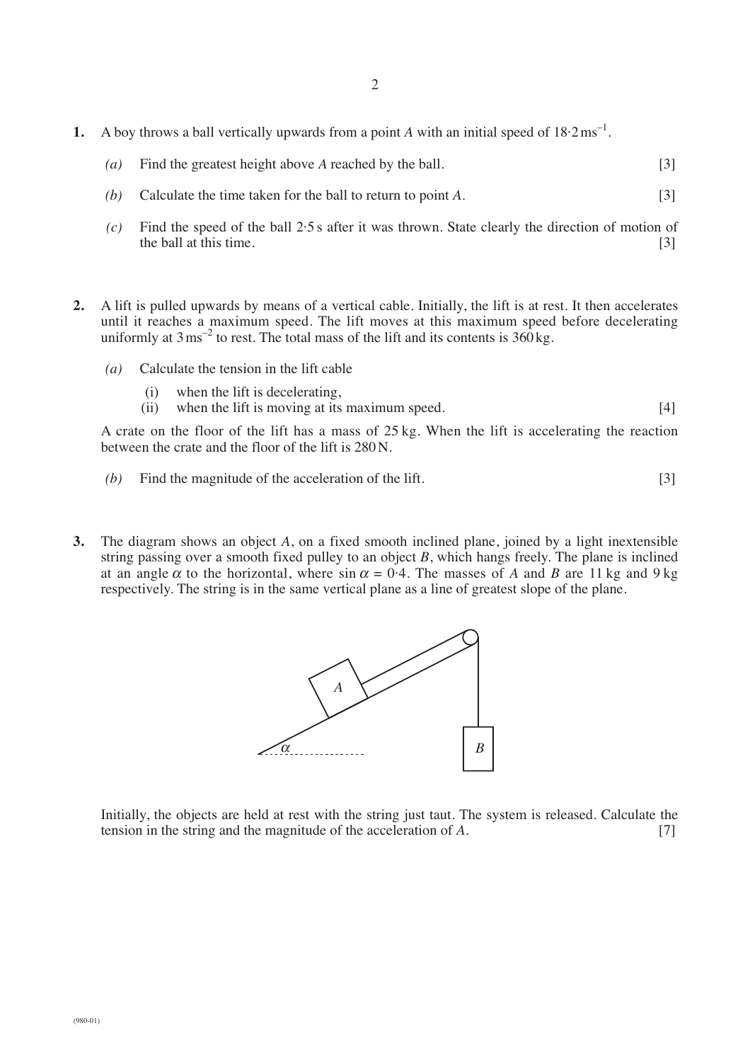1. A boy throws a ball vertically upwards from a point *A* with an initial speed of $18 \cdot 2\,\text{ms}^{-1}$.

   *(a)* Find the greatest height above *A* reached by the ball. [3]

   *(b)* Calculate the time taken for the ball to return to point *A*. [3]

   *(c)* Find the speed of the ball 2·5 s after it was thrown. State clearly the direction of motion of the ball at this time. [3]

2. A lift is pulled upwards by means of a vertical cable. Initially, the lift is at rest. It then accelerates until it reaches a maximum speed. The lift moves at this maximum speed before decelerating uniformly at $3\,\text{ms}^{-2}$ to rest. The total mass of the lift and its contents is 360 kg.

   *(a)* Calculate the tension in the lift cable

   (i) when the lift is decelerating,

   (ii) when the lift is moving at its maximum speed. [4]

   A crate on the floor of the lift has a mass of 25 kg. When the lift is accelerating the reaction between the crate and the floor of the lift is 280 N.

   *(b)* Find the magnitude of the acceleration of the lift. [3]

3. The diagram shows an object *A*, on a fixed smooth inclined plane, joined by a light inextensible string passing over a smooth fixed pulley to an object *B*, which hangs freely. The plane is inclined at an angle $\alpha$ to the horizontal, where $\sin \alpha = 0 \cdot 4$. The masses of *A* and *B* are 11 kg and 9 kg respectively. The string is in the same vertical plane as a line of greatest slope of the plane.

   Initially, the objects are held at rest with the string just taut. The system is released. Calculate the tension in the string and the magnitude of the acceleration of *A*. [7]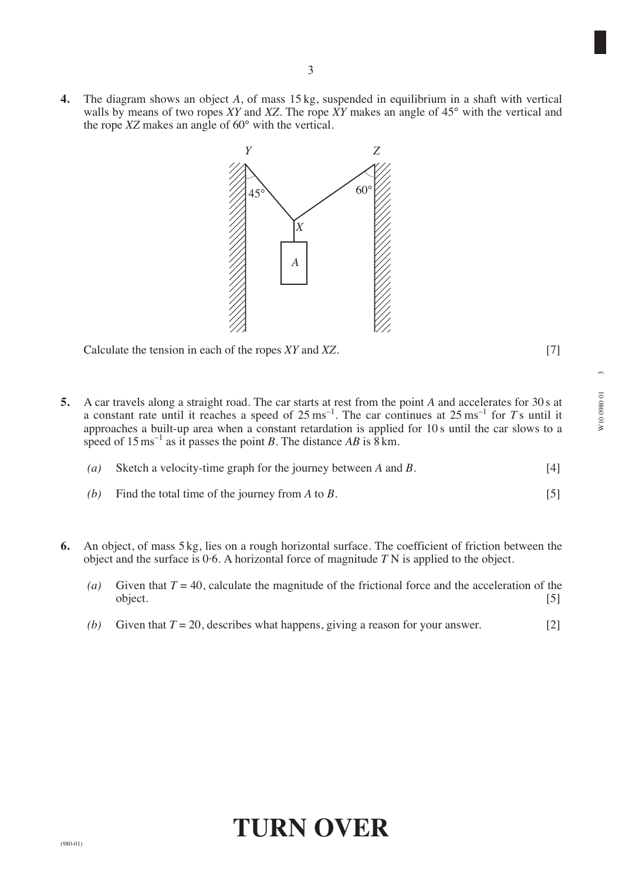**4.** The diagram shows an object $A$, of mass 15 kg, suspended in equilibrium in a shaft with vertical walls by means of two ropes $XY$ and $XZ$. The rope $XY$ makes an angle of 45° with the vertical and the rope $XZ$ makes an angle of 60° with the vertical.

Calculate the tension in each of the ropes $XY$ and $XZ$. [7]

**5.** A car travels along a straight road. The car starts at rest from the point $A$ and accelerates for 30 s at a constant rate until it reaches a speed of $25\,\text{ms}^{-1}$. The car continues at $25\,\text{ms}^{-1}$ for $T$ s until it approaches a built-up area when a constant retardation is applied for 10 s until the car slows to a speed of $15\,\text{ms}^{-1}$ as it passes the point $B$. The distance $AB$ is 8 km.

*(a)* Sketch a velocity-time graph for the journey between $A$ and $B$. [4]

*(b)* Find the total time of the journey from $A$ to $B$. [5]

**6.** An object, of mass 5 kg, lies on a rough horizontal surface. The coefficient of friction between the object and the surface is 0·6. A horizontal force of magnitude $T$ N is applied to the object.

*(a)* Given that $T = 40$, calculate the magnitude of the frictional force and the acceleration of the object. [5]

*(b)* Given that $T = 20$, describes what happens, giving a reason for your answer. [2]

**TURN OVER**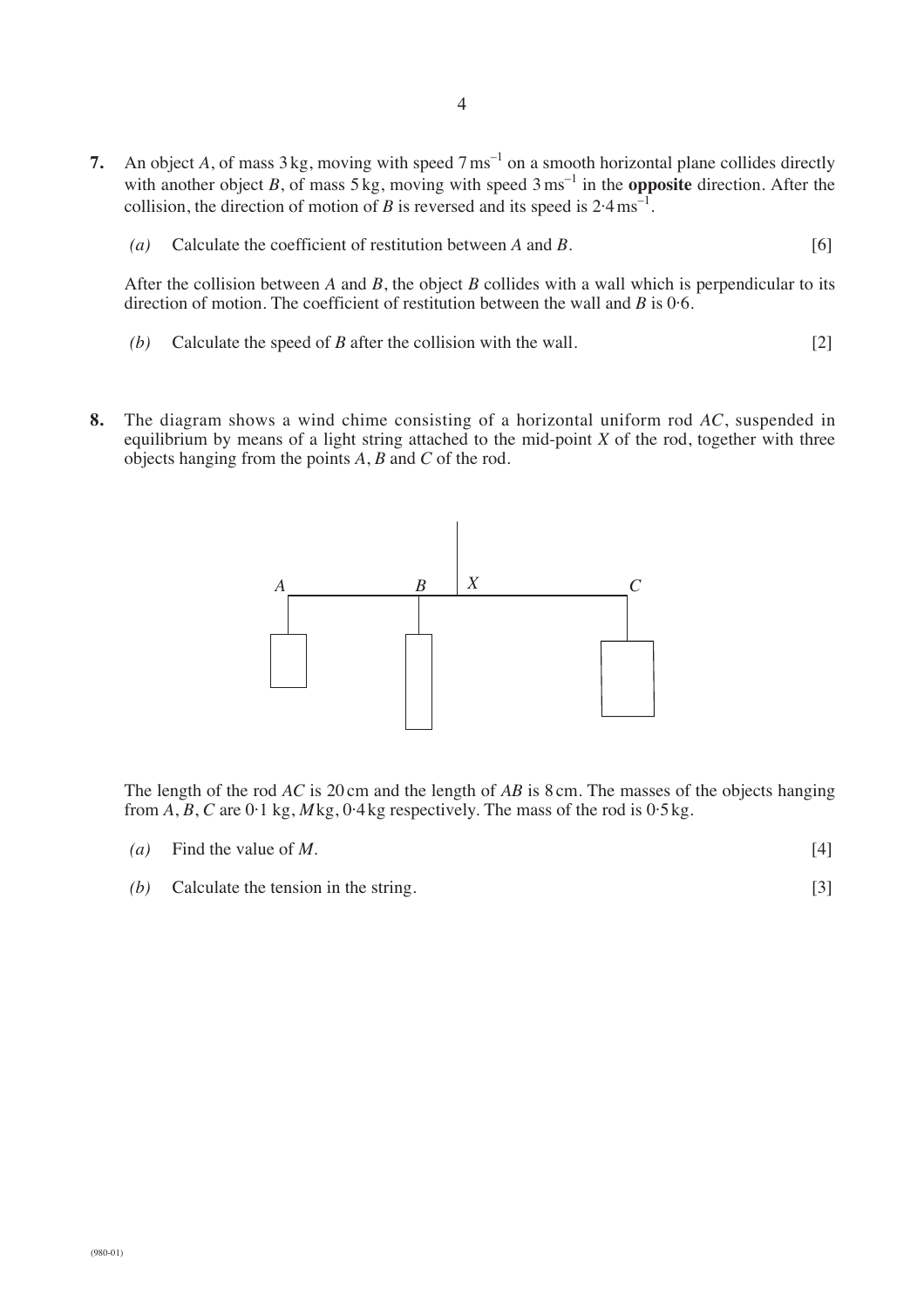**7.** An object $A$, of mass 3 kg, moving with speed $7\,\text{ms}^{-1}$ on a smooth horizontal plane collides directly with another object $B$, of mass 5 kg, moving with speed $3\,\text{ms}^{-1}$ in the **opposite** direction. After the collision, the direction of motion of $B$ is reversed and its speed is $2{\cdot}4\,\text{ms}^{-1}$.

*(a)* Calculate the coefficient of restitution between $A$ and $B$. [6]

After the collision between $A$ and $B$, the object $B$ collides with a wall which is perpendicular to its direction of motion. The coefficient of restitution between the wall and $B$ is 0·6.

*(b)* Calculate the speed of $B$ after the collision with the wall. [2]

**8.** The diagram shows a wind chime consisting of a horizontal uniform rod $AC$, suspended in equilibrium by means of a light string attached to the mid-point $X$ of the rod, together with three objects hanging from the points $A$, $B$ and $C$ of the rod.

The length of the rod $AC$ is 20 cm and the length of $AB$ is 8 cm. The masses of the objects hanging from $A$, $B$, $C$ are 0·1 kg, $M$ kg, 0·4 kg respectively. The mass of the rod is 0·5 kg.

*(a)* Find the value of $M$. [4]

*(b)* Calculate the tension in the string. [3]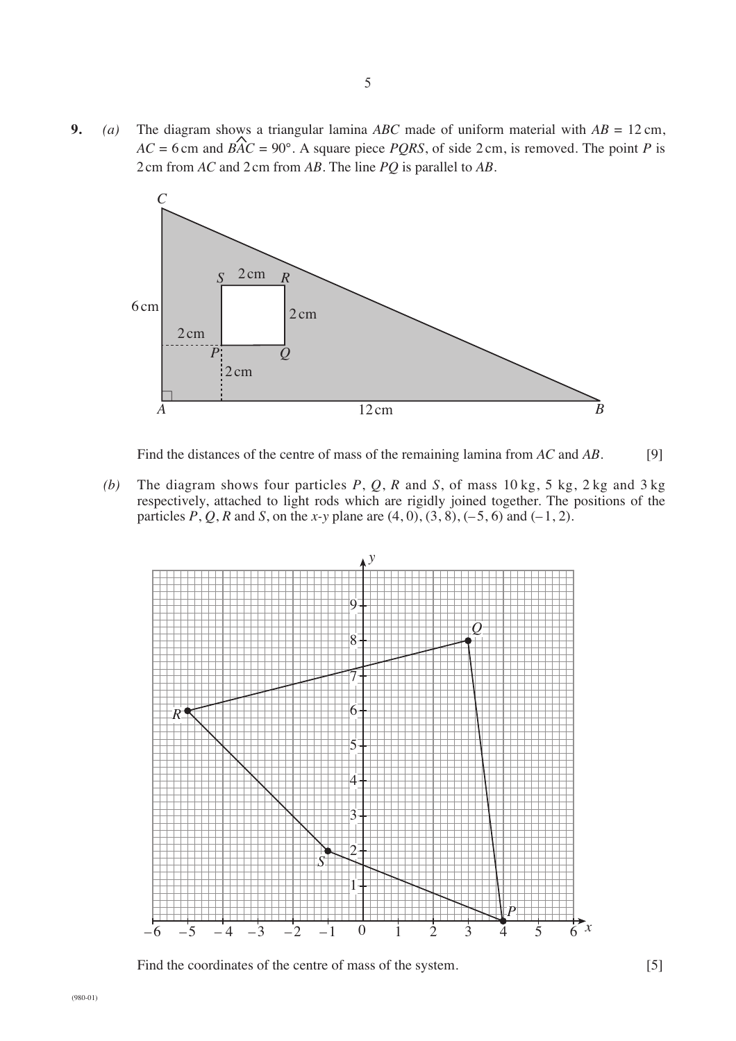**9.** *(a)* The diagram shows a triangular lamina $ABC$ made of uniform material with $AB = 12$ cm, $AC = 6$ cm and $B\hat{A}C = 90°$. A square piece $PQRS$, of side 2 cm, is removed. The point $P$ is 2 cm from $AC$ and 2 cm from $AB$. The line $PQ$ is parallel to $AB$.

C

S 2 cm R

6 cm

2 cm

2 cm

P Q

2 cm

A 12 cm B

Find the distances of the centre of mass of the remaining lamina from $AC$ and $AB$. [9]

*(b)* The diagram shows four particles $P$, $Q$, $R$ and $S$, of mass 10 kg, 5 kg, 2 kg and 3 kg respectively, attached to light rods which are rigidly joined together. The positions of the particles $P$, $Q$, $R$ and $S$, on the $x$-$y$ plane are $(4, 0)$, $(3, 8)$, $(–5, 6)$ and $(–1, 2)$.

y

9

Q

8

7

R

6

5

4

3

2

S

1

P

–6 –5 –4 –3 –2 –1 0 1 2 3 4 5 6 x

Find the coordinates of the centre of mass of the system. [5]